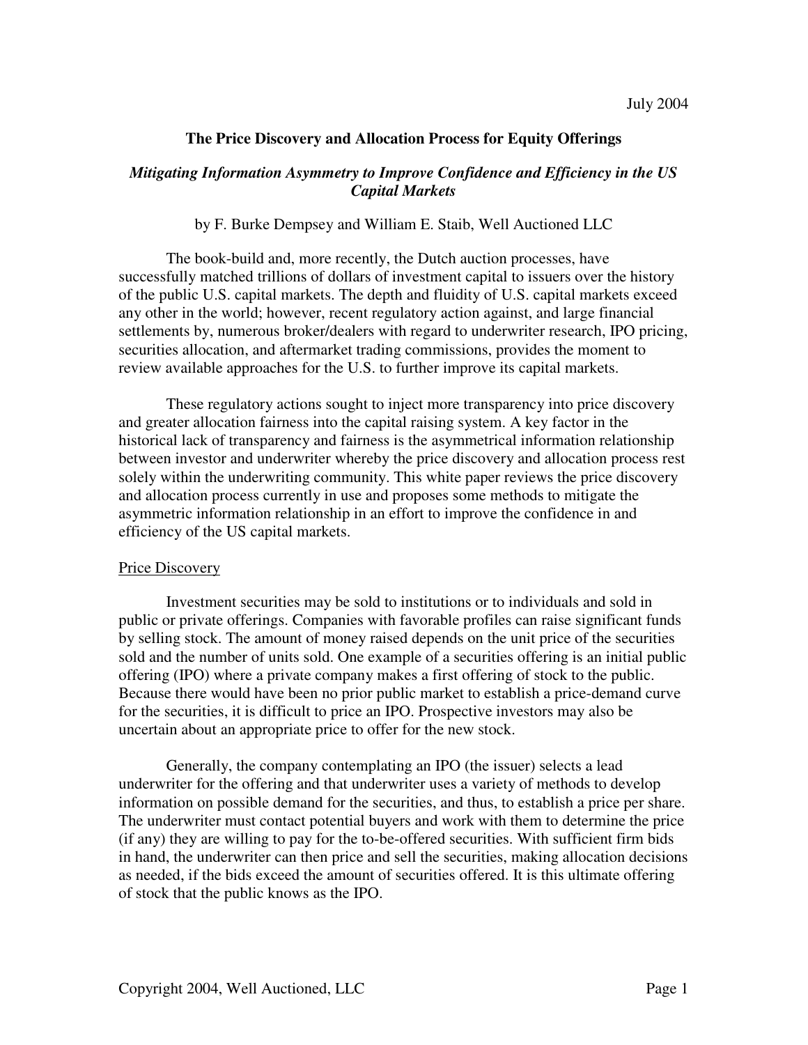July 2004

# The Price Discovery and Allocation Process for Equity Offerings

## *Mitigating Information Asymmetry to Improve Confidence and Efficiency in the US Capital Markets*

by F. Burke Dempsey and William E. Staib, Well Auctioned LLC

The book-build and, more recently, the Dutch auction processes, have successfully matched trillions of dollars of investment capital to issuers over the history of the public U.S. capital markets. The depth and fluidity of U.S. capital markets exceed any other in the world; however, recent regulatory action against, and large financial settlements by, numerous broker/dealers with regard to underwriter research, IPO pricing, securities allocation, and aftermarket trading commissions, provides the moment to review available approaches for the U.S. to further improve its capital markets.

These regulatory actions sought to inject more transparency into price discovery and greater allocation fairness into the capital raising system. A key factor in the historical lack of transparency and fairness is the asymmetrical information relationship between investor and underwriter whereby the price discovery and allocation process rest solely within the underwriting community. This white paper reviews the price discovery and allocation process currently in use and proposes some methods to mitigate the asymmetric information relationship in an effort to improve the confidence in and efficiency of the US capital markets.

### Price Discovery

Investment securities may be sold to institutions or to individuals and sold in public or private offerings. Companies with favorable profiles can raise significant funds by selling stock. The amount of money raised depends on the unit price of the securities sold and the number of units sold. One example of a securities offering is an initial public offering (IPO) where a private company makes a first offering of stock to the public. Because there would have been no prior public market to establish a price-demand curve for the securities, it is difficult to price an IPO. Prospective investors may also be uncertain about an appropriate price to offer for the new stock.

Generally, the company contemplating an IPO (the issuer) selects a lead underwriter for the offering and that underwriter uses a variety of methods to develop information on possible demand for the securities, and thus, to establish a price per share. The underwriter must contact potential buyers and work with them to determine the price (if any) they are willing to pay for the to-be-offered securities. With sufficient firm bids in hand, the underwriter can then price and sell the securities, making allocation decisions as needed, if the bids exceed the amount of securities offered. It is this ultimate offering of stock that the public knows as the IPO.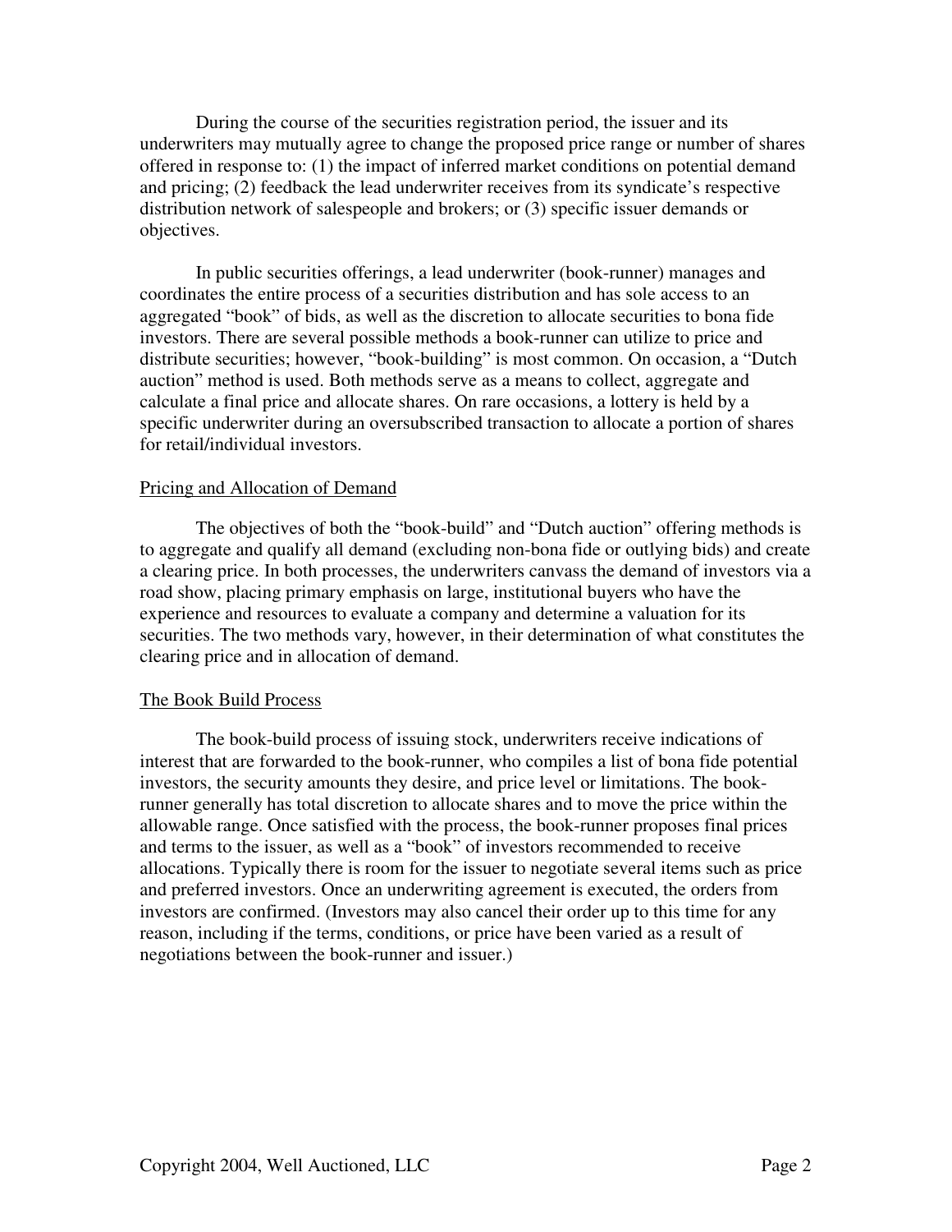During the course of the securities registration period, the issuer and its underwriters may mutually agree to change the proposed price range or number of shares offered in response to: (1) the impact of inferred market conditions on potential demand and pricing; (2) feedback the lead underwriter receives from its syndicate's respective distribution network of salespeople and brokers; or (3) specific issuer demands or objectives.

In public securities offerings, a lead underwriter (book-runner) manages and coordinates the entire process of a securities distribution and has sole access to an aggregated "book" of bids, as well as the discretion to allocate securities to bona fide investors. There are several possible methods a book-runner can utilize to price and distribute securities; however, "book-building" is most common. On occasion, a "Dutch auction" method is used. Both methods serve as a means to collect, aggregate and calculate a final price and allocate shares. On rare occasions, a lottery is held by a specific underwriter during an oversubscribed transaction to allocate a portion of shares for retail/individual investors.

## Pricing and Allocation of Demand

The objectives of both the "book-build" and "Dutch auction" offering methods is to aggregate and qualify all demand (excluding non-bona fide or outlying bids) and create a clearing price. In both processes, the underwriters canvass the demand of investors via a road show, placing primary emphasis on large, institutional buyers who have the experience and resources to evaluate a company and determine a valuation for its securities. The two methods vary, however, in their determination of what constitutes the clearing price and in allocation of demand.

## The Book Build Process

The book-build process of issuing stock, underwriters receive indications of interest that are forwarded to the book-runner, who compiles a list of bona fide potential investors, the security amounts they desire, and price level or limitations. The book-runner generally has total discretion to allocate shares and to move the price within the allowable range. Once satisfied with the process, the book-runner proposes final prices and terms to the issuer, as well as a "book" of investors recommended to receive allocations. Typically there is room for the issuer to negotiate several items such as price and preferred investors. Once an underwriting agreement is executed, the orders from investors are confirmed. (Investors may also cancel their order up to this time for any reason, including if the terms, conditions, or price have been varied as a result of negotiations between the book-runner and issuer.)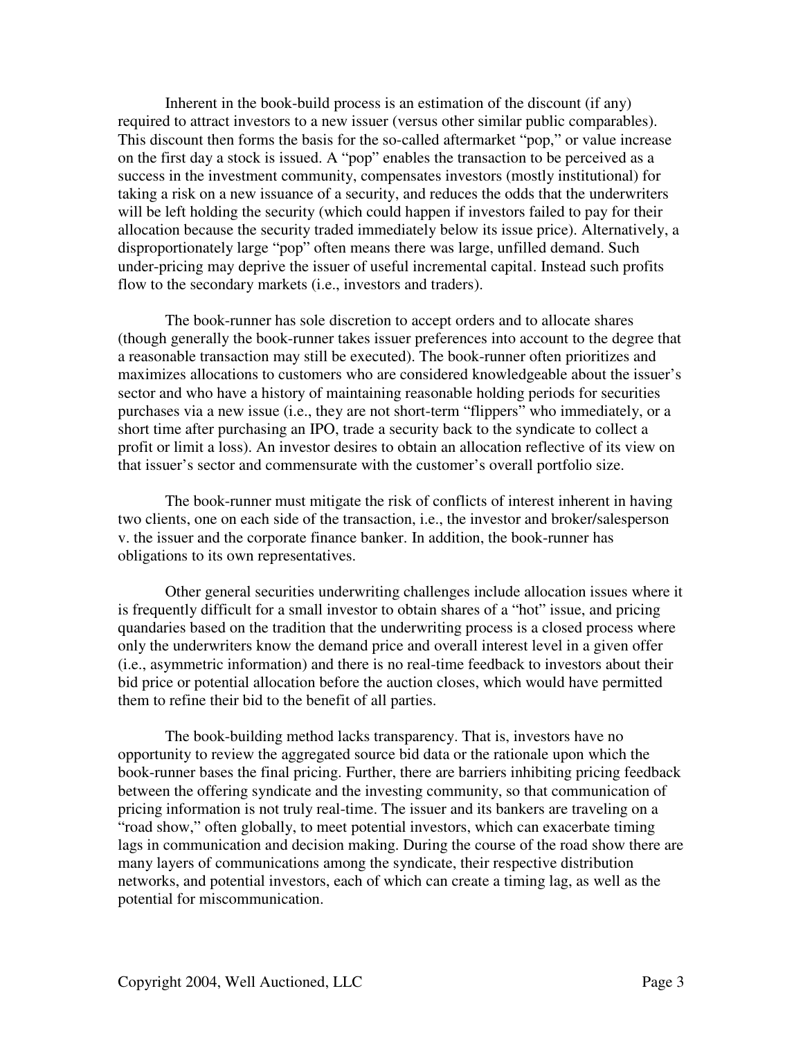Inherent in the book-build process is an estimation of the discount (if any) required to attract investors to a new issuer (versus other similar public comparables). This discount then forms the basis for the so-called aftermarket "pop," or value increase on the first day a stock is issued. A "pop" enables the transaction to be perceived as a success in the investment community, compensates investors (mostly institutional) for taking a risk on a new issuance of a security, and reduces the odds that the underwriters will be left holding the security (which could happen if investors failed to pay for their allocation because the security traded immediately below its issue price). Alternatively, a disproportionately large "pop" often means there was large, unfilled demand. Such under-pricing may deprive the issuer of useful incremental capital. Instead such profits flow to the secondary markets (i.e., investors and traders).

The book-runner has sole discretion to accept orders and to allocate shares (though generally the book-runner takes issuer preferences into account to the degree that a reasonable transaction may still be executed). The book-runner often prioritizes and maximizes allocations to customers who are considered knowledgeable about the issuer's sector and who have a history of maintaining reasonable holding periods for securities purchases via a new issue (i.e., they are not short-term "flippers" who immediately, or a short time after purchasing an IPO, trade a security back to the syndicate to collect a profit or limit a loss). An investor desires to obtain an allocation reflective of its view on that issuer's sector and commensurate with the customer's overall portfolio size.

The book-runner must mitigate the risk of conflicts of interest inherent in having two clients, one on each side of the transaction, i.e., the investor and broker/salesperson v. the issuer and the corporate finance banker. In addition, the book-runner has obligations to its own representatives.

Other general securities underwriting challenges include allocation issues where it is frequently difficult for a small investor to obtain shares of a "hot" issue, and pricing quandaries based on the tradition that the underwriting process is a closed process where only the underwriters know the demand price and overall interest level in a given offer (i.e., asymmetric information) and there is no real-time feedback to investors about their bid price or potential allocation before the auction closes, which would have permitted them to refine their bid to the benefit of all parties.

The book-building method lacks transparency. That is, investors have no opportunity to review the aggregated source bid data or the rationale upon which the book-runner bases the final pricing. Further, there are barriers inhibiting pricing feedback between the offering syndicate and the investing community, so that communication of pricing information is not truly real-time. The issuer and its bankers are traveling on a "road show," often globally, to meet potential investors, which can exacerbate timing lags in communication and decision making. During the course of the road show there are many layers of communications among the syndicate, their respective distribution networks, and potential investors, each of which can create a timing lag, as well as the potential for miscommunication.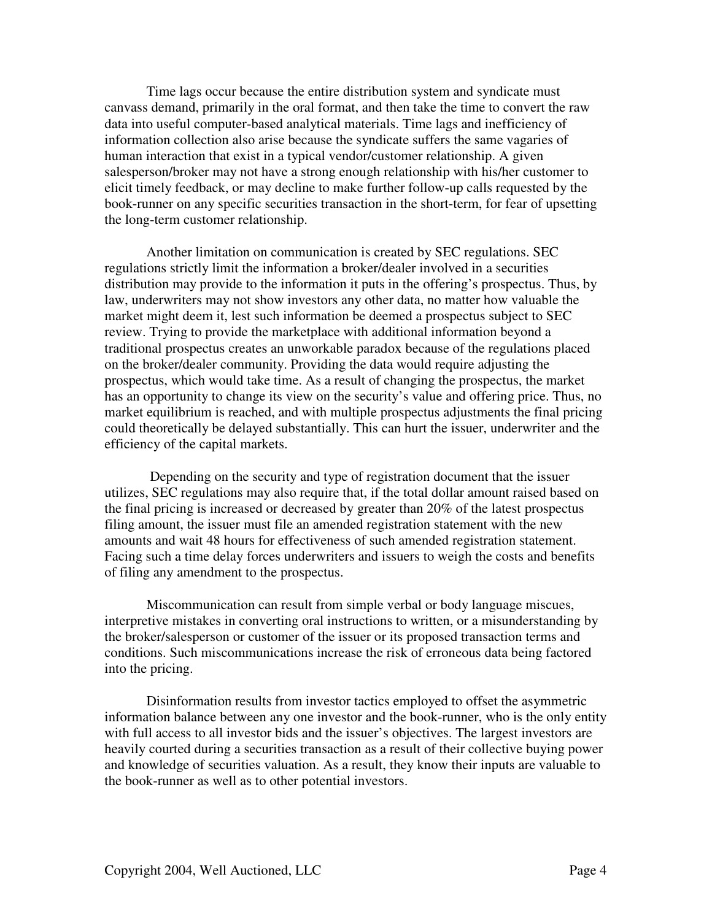Time lags occur because the entire distribution system and syndicate must canvass demand, primarily in the oral format, and then take the time to convert the raw data into useful computer-based analytical materials. Time lags and inefficiency of information collection also arise because the syndicate suffers the same vagaries of human interaction that exist in a typical vendor/customer relationship. A given salesperson/broker may not have a strong enough relationship with his/her customer to elicit timely feedback, or may decline to make further follow-up calls requested by the book-runner on any specific securities transaction in the short-term, for fear of upsetting the long-term customer relationship.

Another limitation on communication is created by SEC regulations. SEC regulations strictly limit the information a broker/dealer involved in a securities distribution may provide to the information it puts in the offering's prospectus. Thus, by law, underwriters may not show investors any other data, no matter how valuable the market might deem it, lest such information be deemed a prospectus subject to SEC review. Trying to provide the marketplace with additional information beyond a traditional prospectus creates an unworkable paradox because of the regulations placed on the broker/dealer community. Providing the data would require adjusting the prospectus, which would take time. As a result of changing the prospectus, the market has an opportunity to change its view on the security's value and offering price. Thus, no market equilibrium is reached, and with multiple prospectus adjustments the final pricing could theoretically be delayed substantially. This can hurt the issuer, underwriter and the efficiency of the capital markets.

Depending on the security and type of registration document that the issuer utilizes, SEC regulations may also require that, if the total dollar amount raised based on the final pricing is increased or decreased by greater than 20% of the latest prospectus filing amount, the issuer must file an amended registration statement with the new amounts and wait 48 hours for effectiveness of such amended registration statement. Facing such a time delay forces underwriters and issuers to weigh the costs and benefits of filing any amendment to the prospectus.

Miscommunication can result from simple verbal or body language miscues, interpretive mistakes in converting oral instructions to written, or a misunderstanding by the broker/salesperson or customer of the issuer or its proposed transaction terms and conditions. Such miscommunications increase the risk of erroneous data being factored into the pricing.

Disinformation results from investor tactics employed to offset the asymmetric information balance between any one investor and the book-runner, who is the only entity with full access to all investor bids and the issuer's objectives. The largest investors are heavily courted during a securities transaction as a result of their collective buying power and knowledge of securities valuation. As a result, they know their inputs are valuable to the book-runner as well as to other potential investors.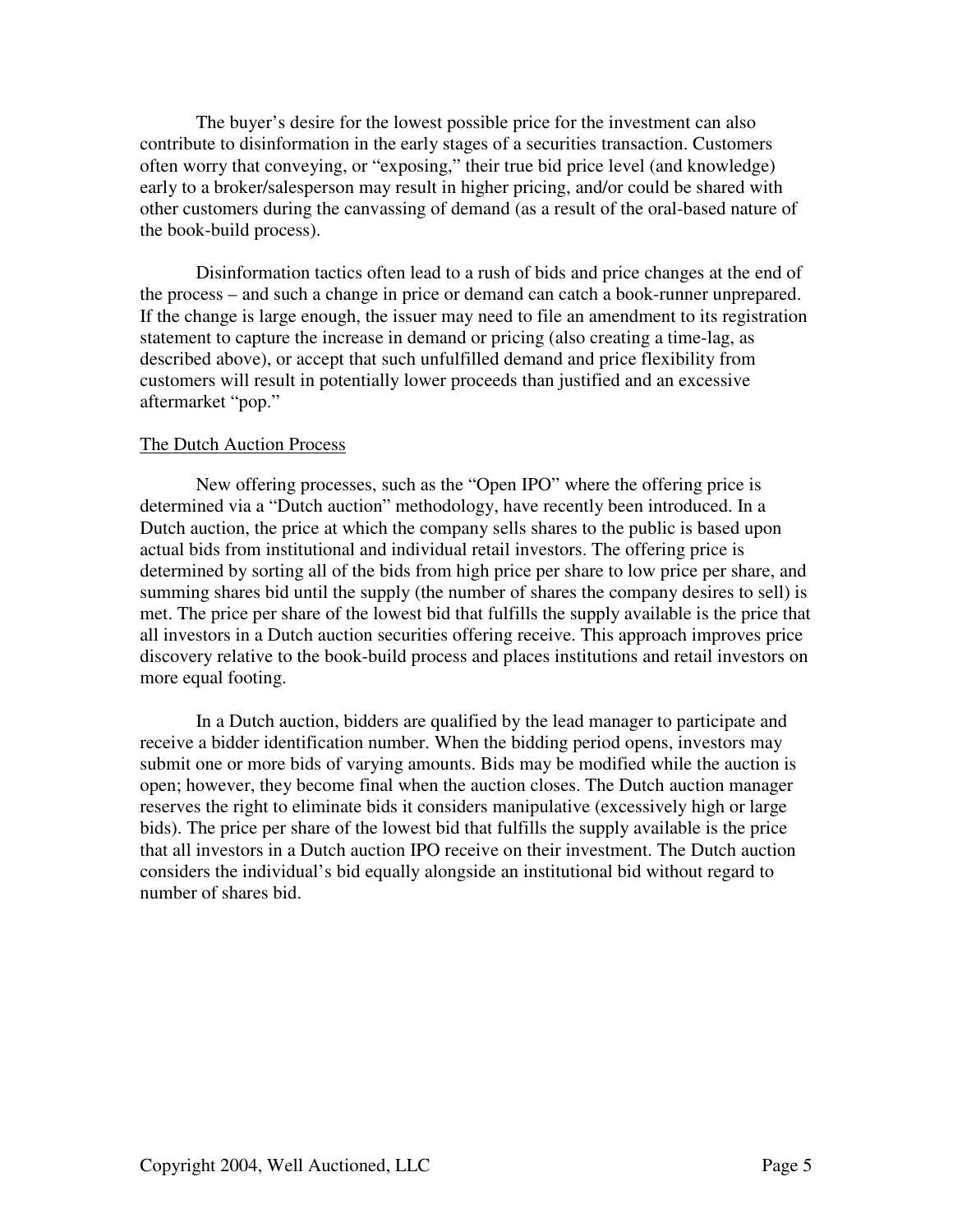The buyer's desire for the lowest possible price for the investment can also contribute to disinformation in the early stages of a securities transaction. Customers often worry that conveying, or "exposing," their true bid price level (and knowledge) early to a broker/salesperson may result in higher pricing, and/or could be shared with other customers during the canvassing of demand (as a result of the oral-based nature of the book-build process).

Disinformation tactics often lead to a rush of bids and price changes at the end of the process – and such a change in price or demand can catch a book-runner unprepared. If the change is large enough, the issuer may need to file an amendment to its registration statement to capture the increase in demand or pricing (also creating a time-lag, as described above), or accept that such unfulfilled demand and price flexibility from customers will result in potentially lower proceeds than justified and an excessive aftermarket "pop."

## The Dutch Auction Process

New offering processes, such as the "Open IPO" where the offering price is determined via a "Dutch auction" methodology, have recently been introduced. In a Dutch auction, the price at which the company sells shares to the public is based upon actual bids from institutional and individual retail investors. The offering price is determined by sorting all of the bids from high price per share to low price per share, and summing shares bid until the supply (the number of shares the company desires to sell) is met. The price per share of the lowest bid that fulfills the supply available is the price that all investors in a Dutch auction securities offering receive. This approach improves price discovery relative to the book-build process and places institutions and retail investors on more equal footing.

In a Dutch auction, bidders are qualified by the lead manager to participate and receive a bidder identification number. When the bidding period opens, investors may submit one or more bids of varying amounts. Bids may be modified while the auction is open; however, they become final when the auction closes. The Dutch auction manager reserves the right to eliminate bids it considers manipulative (excessively high or large bids). The price per share of the lowest bid that fulfills the supply available is the price that all investors in a Dutch auction IPO receive on their investment. The Dutch auction considers the individual's bid equally alongside an institutional bid without regard to number of shares bid.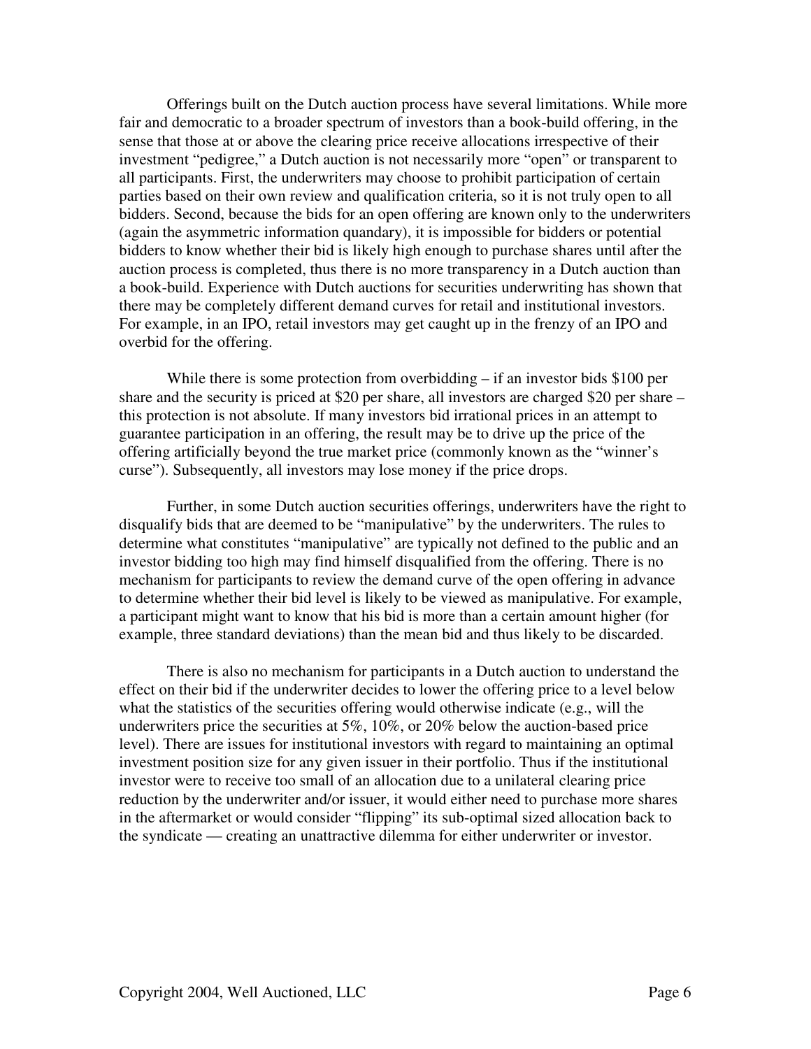Offerings built on the Dutch auction process have several limitations. While more fair and democratic to a broader spectrum of investors than a book-build offering, in the sense that those at or above the clearing price receive allocations irrespective of their investment "pedigree," a Dutch auction is not necessarily more "open" or transparent to all participants. First, the underwriters may choose to prohibit participation of certain parties based on their own review and qualification criteria, so it is not truly open to all bidders. Second, because the bids for an open offering are known only to the underwriters (again the asymmetric information quandary), it is impossible for bidders or potential bidders to know whether their bid is likely high enough to purchase shares until after the auction process is completed, thus there is no more transparency in a Dutch auction than a book-build. Experience with Dutch auctions for securities underwriting has shown that there may be completely different demand curves for retail and institutional investors. For example, in an IPO, retail investors may get caught up in the frenzy of an IPO and overbid for the offering.

While there is some protection from overbidding – if an investor bids $100 per share and the security is priced at $20 per share, all investors are charged $20 per share – this protection is not absolute. If many investors bid irrational prices in an attempt to guarantee participation in an offering, the result may be to drive up the price of the offering artificially beyond the true market price (commonly known as the "winner's curse"). Subsequently, all investors may lose money if the price drops.

Further, in some Dutch auction securities offerings, underwriters have the right to disqualify bids that are deemed to be "manipulative" by the underwriters. The rules to determine what constitutes "manipulative" are typically not defined to the public and an investor bidding too high may find himself disqualified from the offering. There is no mechanism for participants to review the demand curve of the open offering in advance to determine whether their bid level is likely to be viewed as manipulative. For example, a participant might want to know that his bid is more than a certain amount higher (for example, three standard deviations) than the mean bid and thus likely to be discarded.

There is also no mechanism for participants in a Dutch auction to understand the effect on their bid if the underwriter decides to lower the offering price to a level below what the statistics of the securities offering would otherwise indicate (e.g., will the underwriters price the securities at 5%, 10%, or 20% below the auction-based price level). There are issues for institutional investors with regard to maintaining an optimal investment position size for any given issuer in their portfolio. Thus if the institutional investor were to receive too small of an allocation due to a unilateral clearing price reduction by the underwriter and/or issuer, it would either need to purchase more shares in the aftermarket or would consider "flipping" its sub-optimal sized allocation back to the syndicate — creating an unattractive dilemma for either underwriter or investor.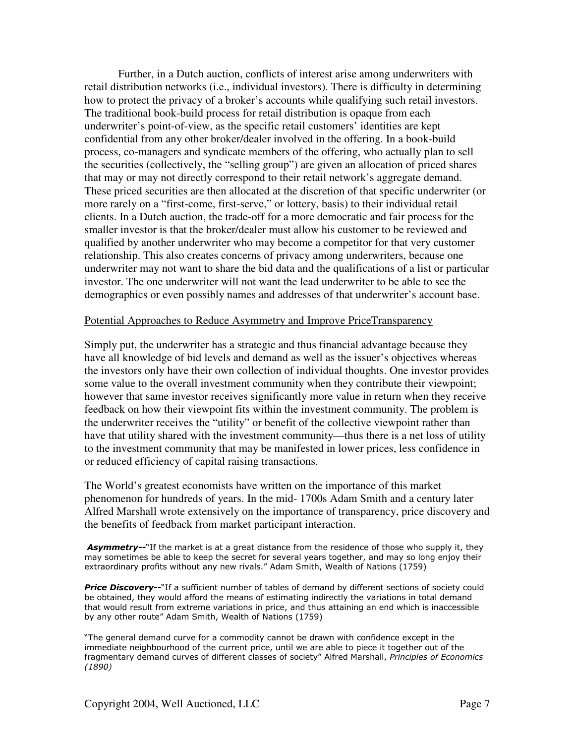Further, in a Dutch auction, conflicts of interest arise among underwriters with retail distribution networks (i.e., individual investors). There is difficulty in determining how to protect the privacy of a broker's accounts while qualifying such retail investors. The traditional book-build process for retail distribution is opaque from each underwriter's point-of-view, as the specific retail customers' identities are kept confidential from any other broker/dealer involved in the offering. In a book-build process, co-managers and syndicate members of the offering, who actually plan to sell the securities (collectively, the "selling group") are given an allocation of priced shares that may or may not directly correspond to their retail network's aggregate demand. These priced securities are then allocated at the discretion of that specific underwriter (or more rarely on a "first-come, first-serve," or lottery, basis) to their individual retail clients. In a Dutch auction, the trade-off for a more democratic and fair process for the smaller investor is that the broker/dealer must allow his customer to be reviewed and qualified by another underwriter who may become a competitor for that very customer relationship. This also creates concerns of privacy among underwriters, because one underwriter may not want to share the bid data and the qualifications of a list or particular investor. The one underwriter will not want the lead underwriter to be able to see the demographics or even possibly names and addresses of that underwriter's account base.

## Potential Approaches to Reduce Asymmetry and Improve PriceTransparency

Simply put, the underwriter has a strategic and thus financial advantage because they have all knowledge of bid levels and demand as well as the issuer's objectives whereas the investors only have their own collection of individual thoughts. One investor provides some value to the overall investment community when they contribute their viewpoint; however that same investor receives significantly more value in return when they receive feedback on how their viewpoint fits within the investment community. The problem is the underwriter receives the "utility" or benefit of the collective viewpoint rather than have that utility shared with the investment community—thus there is a net loss of utility to the investment community that may be manifested in lower prices, less confidence in or reduced efficiency of capital raising transactions.

The World's greatest economists have written on the importance of this market phenomenon for hundreds of years. In the mid- 1700s Adam Smith and a century later Alfred Marshall wrote extensively on the importance of transparency, price discovery and the benefits of feedback from market participant interaction.

***Asymmetry--***"If the market is at a great distance from the residence of those who supply it, they may sometimes be able to keep the secret for several years together, and may so long enjoy their extraordinary profits without any new rivals." Adam Smith, Wealth of Nations (1759)

***Price Discovery--***"If a sufficient number of tables of demand by different sections of society could be obtained, they would afford the means of estimating indirectly the variations in total demand that would result from extreme variations in price, and thus attaining an end which is inaccessible by any other route" Adam Smith, Wealth of Nations (1759)

"The general demand curve for a commodity cannot be drawn with confidence except in the immediate neighbourhood of the current price, until we are able to piece it together out of the fragmentary demand curves of different classes of society" Alfred Marshall, *Principles of Economics (1890)*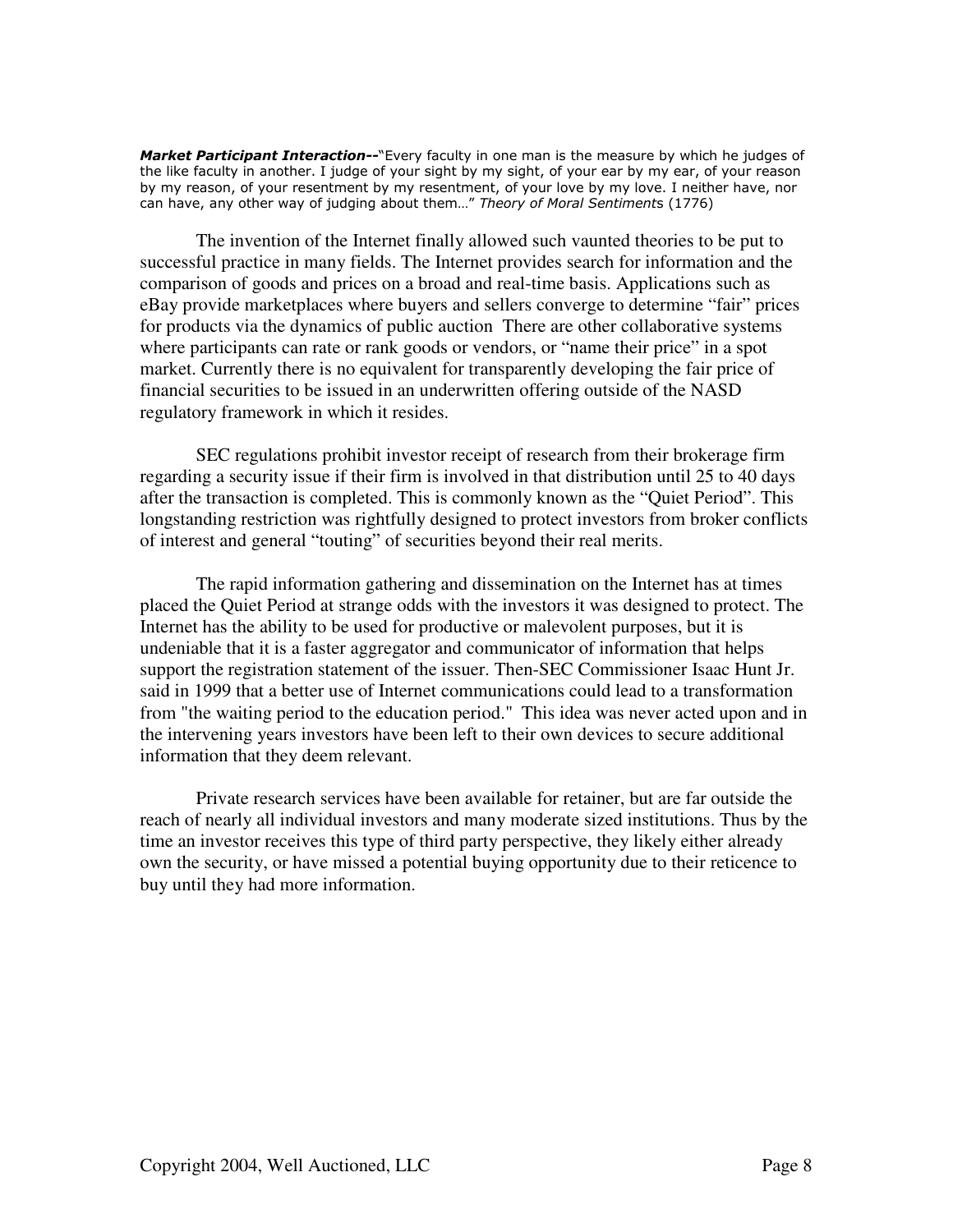***Market Participant Interaction--***"Every faculty in one man is the measure by which he judges of the like faculty in another. I judge of your sight by my sight, of your ear by my ear, of your reason by my reason, of your resentment by my resentment, of your love by my love. I neither have, nor can have, any other way of judging about them…" *Theory of Moral Sentiments* (1776)

The invention of the Internet finally allowed such vaunted theories to be put to successful practice in many fields. The Internet provides search for information and the comparison of goods and prices on a broad and real-time basis. Applications such as eBay provide marketplaces where buyers and sellers converge to determine "fair" prices for products via the dynamics of public auction There are other collaborative systems where participants can rate or rank goods or vendors, or "name their price" in a spot market. Currently there is no equivalent for transparently developing the fair price of financial securities to be issued in an underwritten offering outside of the NASD regulatory framework in which it resides.

SEC regulations prohibit investor receipt of research from their brokerage firm regarding a security issue if their firm is involved in that distribution until 25 to 40 days after the transaction is completed. This is commonly known as the "Quiet Period". This longstanding restriction was rightfully designed to protect investors from broker conflicts of interest and general "touting" of securities beyond their real merits.

The rapid information gathering and dissemination on the Internet has at times placed the Quiet Period at strange odds with the investors it was designed to protect. The Internet has the ability to be used for productive or malevolent purposes, but it is undeniable that it is a faster aggregator and communicator of information that helps support the registration statement of the issuer. Then-SEC Commissioner Isaac Hunt Jr. said in 1999 that a better use of Internet communications could lead to a transformation from "the waiting period to the education period." This idea was never acted upon and in the intervening years investors have been left to their own devices to secure additional information that they deem relevant.

Private research services have been available for retainer, but are far outside the reach of nearly all individual investors and many moderate sized institutions. Thus by the time an investor receives this type of third party perspective, they likely either already own the security, or have missed a potential buying opportunity due to their reticence to buy until they had more information.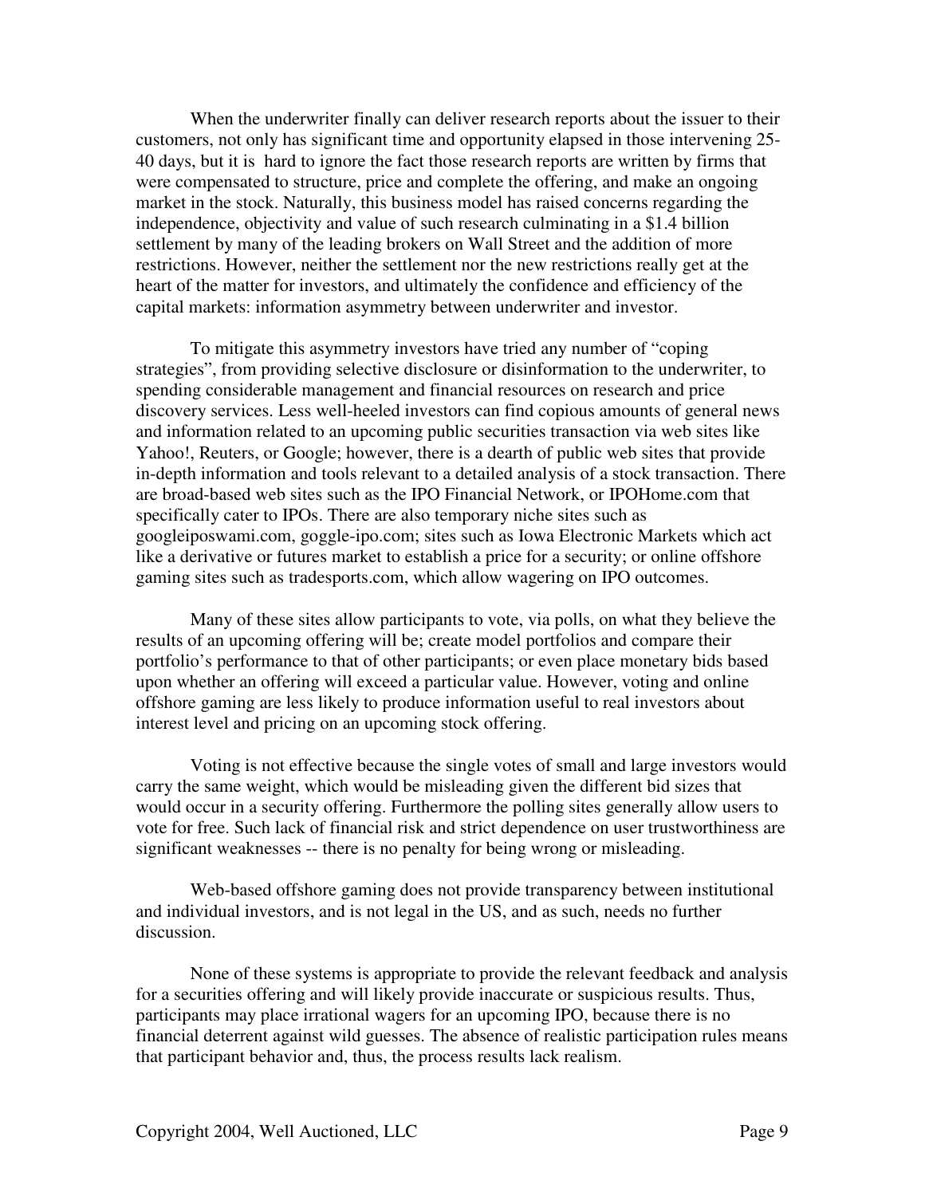When the underwriter finally can deliver research reports about the issuer to their customers, not only has significant time and opportunity elapsed in those intervening 25-40 days, but it is hard to ignore the fact those research reports are written by firms that were compensated to structure, price and complete the offering, and make an ongoing market in the stock. Naturally, this business model has raised concerns regarding the independence, objectivity and value of such research culminating in a $1.4 billion settlement by many of the leading brokers on Wall Street and the addition of more restrictions. However, neither the settlement nor the new restrictions really get at the heart of the matter for investors, and ultimately the confidence and efficiency of the capital markets: information asymmetry between underwriter and investor.

To mitigate this asymmetry investors have tried any number of "coping strategies", from providing selective disclosure or disinformation to the underwriter, to spending considerable management and financial resources on research and price discovery services. Less well-heeled investors can find copious amounts of general news and information related to an upcoming public securities transaction via web sites like Yahoo!, Reuters, or Google; however, there is a dearth of public web sites that provide in-depth information and tools relevant to a detailed analysis of a stock transaction. There are broad-based web sites such as the IPO Financial Network, or IPOHome.com that specifically cater to IPOs. There are also temporary niche sites such as googleiposwami.com, goggle-ipo.com; sites such as Iowa Electronic Markets which act like a derivative or futures market to establish a price for a security; or online offshore gaming sites such as tradesports.com, which allow wagering on IPO outcomes.

Many of these sites allow participants to vote, via polls, on what they believe the results of an upcoming offering will be; create model portfolios and compare their portfolio's performance to that of other participants; or even place monetary bids based upon whether an offering will exceed a particular value. However, voting and online offshore gaming are less likely to produce information useful to real investors about interest level and pricing on an upcoming stock offering.

Voting is not effective because the single votes of small and large investors would carry the same weight, which would be misleading given the different bid sizes that would occur in a security offering. Furthermore the polling sites generally allow users to vote for free. Such lack of financial risk and strict dependence on user trustworthiness are significant weaknesses -- there is no penalty for being wrong or misleading.

Web-based offshore gaming does not provide transparency between institutional and individual investors, and is not legal in the US, and as such, needs no further discussion.

None of these systems is appropriate to provide the relevant feedback and analysis for a securities offering and will likely provide inaccurate or suspicious results. Thus, participants may place irrational wagers for an upcoming IPO, because there is no financial deterrent against wild guesses. The absence of realistic participation rules means that participant behavior and, thus, the process results lack realism.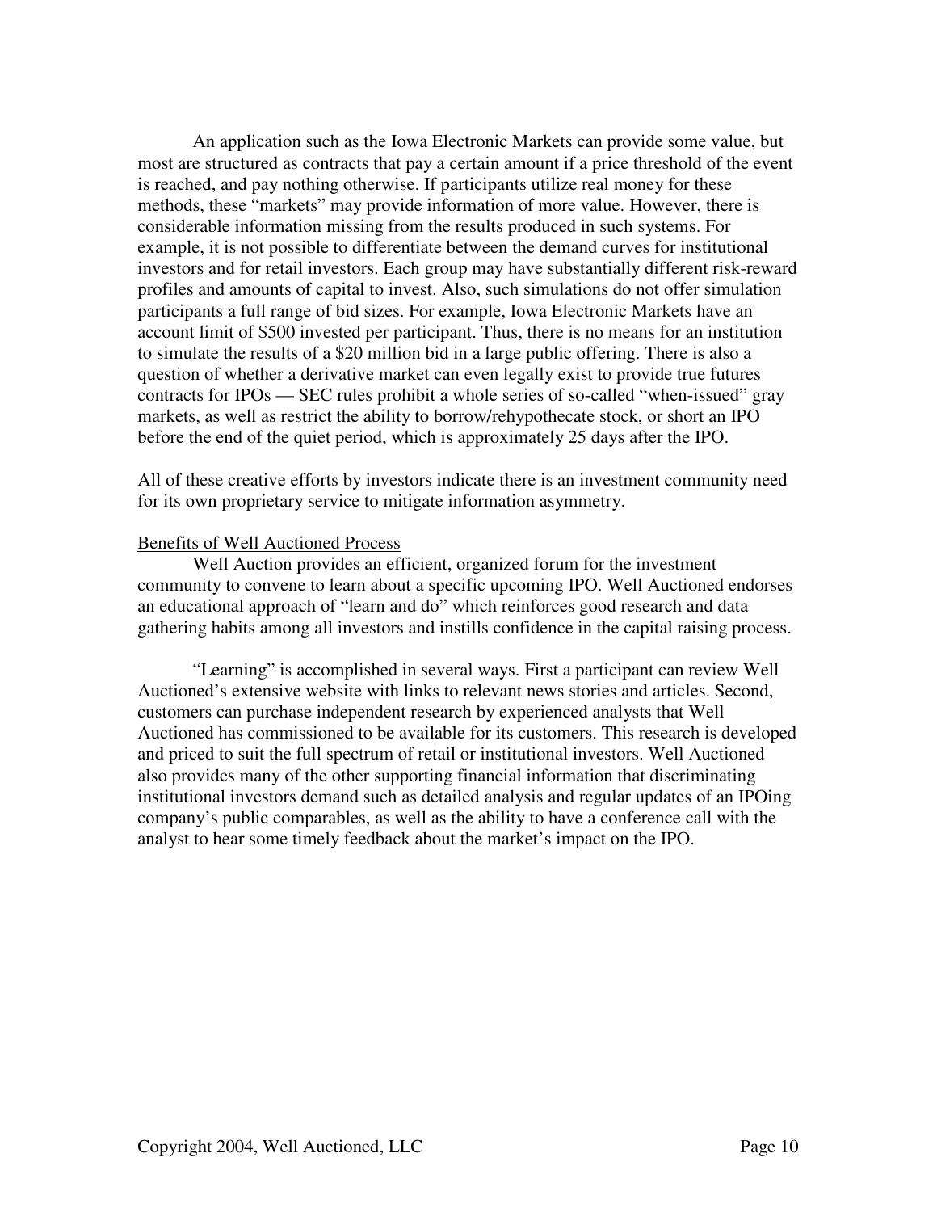An application such as the Iowa Electronic Markets can provide some value, but most are structured as contracts that pay a certain amount if a price threshold of the event is reached, and pay nothing otherwise. If participants utilize real money for these methods, these "markets" may provide information of more value. However, there is considerable information missing from the results produced in such systems. For example, it is not possible to differentiate between the demand curves for institutional investors and for retail investors. Each group may have substantially different risk-reward profiles and amounts of capital to invest. Also, such simulations do not offer simulation participants a full range of bid sizes. For example, Iowa Electronic Markets have an account limit of $500 invested per participant. Thus, there is no means for an institution to simulate the results of a $20 million bid in a large public offering. There is also a question of whether a derivative market can even legally exist to provide true futures contracts for IPOs — SEC rules prohibit a whole series of so-called "when-issued" gray markets, as well as restrict the ability to borrow/rehypothecate stock, or short an IPO before the end of the quiet period, which is approximately 25 days after the IPO.

All of these creative efforts by investors indicate there is an investment community need for its own proprietary service to mitigate information asymmetry.

<u>Benefits of Well Auctioned Process</u>

Well Auction provides an efficient, organized forum for the investment community to convene to learn about a specific upcoming IPO. Well Auctioned endorses an educational approach of "learn and do" which reinforces good research and data gathering habits among all investors and instills confidence in the capital raising process.

"Learning" is accomplished in several ways. First a participant can review Well Auctioned's extensive website with links to relevant news stories and articles. Second, customers can purchase independent research by experienced analysts that Well Auctioned has commissioned to be available for its customers. This research is developed and priced to suit the full spectrum of retail or institutional investors. Well Auctioned also provides many of the other supporting financial information that discriminating institutional investors demand such as detailed analysis and regular updates of an IPOing company's public comparables, as well as the ability to have a conference call with the analyst to hear some timely feedback about the market's impact on the IPO.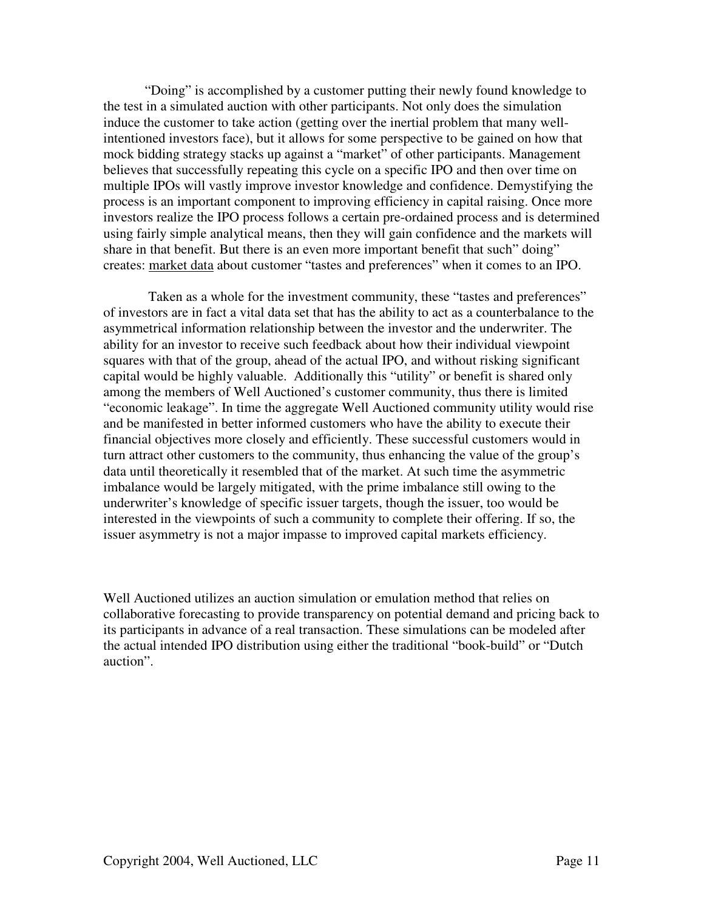"Doing" is accomplished by a customer putting their newly found knowledge to the test in a simulated auction with other participants. Not only does the simulation induce the customer to take action (getting over the inertial problem that many well-intentioned investors face), but it allows for some perspective to be gained on how that mock bidding strategy stacks up against a "market" of other participants. Management believes that successfully repeating this cycle on a specific IPO and then over time on multiple IPOs will vastly improve investor knowledge and confidence. Demystifying the process is an important component to improving efficiency in capital raising. Once more investors realize the IPO process follows a certain pre-ordained process and is determined using fairly simple analytical means, then they will gain confidence and the markets will share in that benefit. But there is an even more important benefit that such" doing" creates: <u>market data</u> about customer "tastes and preferences" when it comes to an IPO.

Taken as a whole for the investment community, these "tastes and preferences" of investors are in fact a vital data set that has the ability to act as a counterbalance to the asymmetrical information relationship between the investor and the underwriter. The ability for an investor to receive such feedback about how their individual viewpoint squares with that of the group, ahead of the actual IPO, and without risking significant capital would be highly valuable. Additionally this "utility" or benefit is shared only among the members of Well Auctioned's customer community, thus there is limited "economic leakage". In time the aggregate Well Auctioned community utility would rise and be manifested in better informed customers who have the ability to execute their financial objectives more closely and efficiently. These successful customers would in turn attract other customers to the community, thus enhancing the value of the group's data until theoretically it resembled that of the market. At such time the asymmetric imbalance would be largely mitigated, with the prime imbalance still owing to the underwriter's knowledge of specific issuer targets, though the issuer, too would be interested in the viewpoints of such a community to complete their offering. If so, the issuer asymmetry is not a major impasse to improved capital markets efficiency.

Well Auctioned utilizes an auction simulation or emulation method that relies on collaborative forecasting to provide transparency on potential demand and pricing back to its participants in advance of a real transaction. These simulations can be modeled after the actual intended IPO distribution using either the traditional "book-build" or "Dutch auction".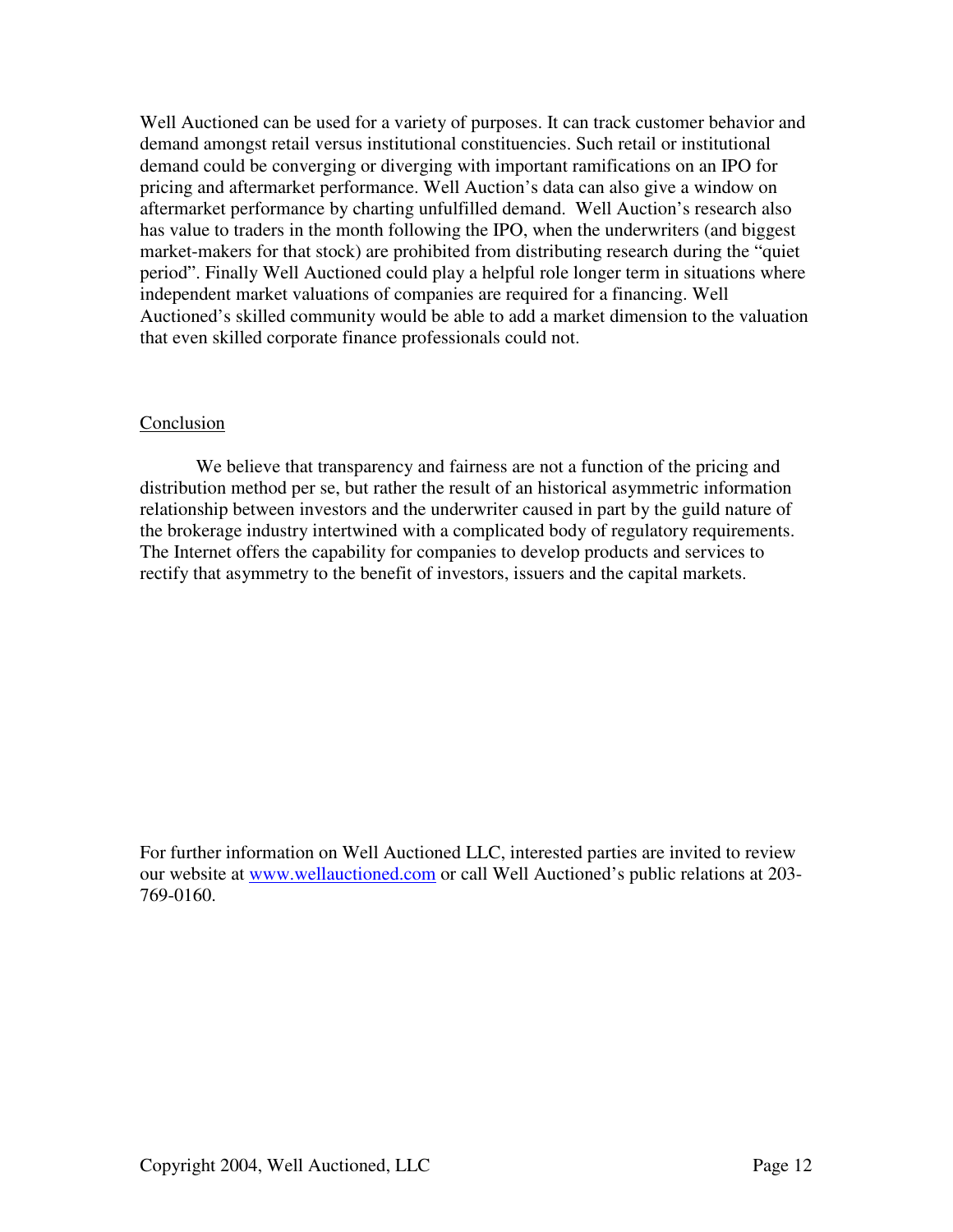Well Auctioned can be used for a variety of purposes. It can track customer behavior and demand amongst retail versus institutional constituencies. Such retail or institutional demand could be converging or diverging with important ramifications on an IPO for pricing and aftermarket performance. Well Auction's data can also give a window on aftermarket performance by charting unfulfilled demand. Well Auction's research also has value to traders in the month following the IPO, when the underwriters (and biggest market-makers for that stock) are prohibited from distributing research during the "quiet period". Finally Well Auctioned could play a helpful role longer term in situations where independent market valuations of companies are required for a financing. Well Auctioned's skilled community would be able to add a market dimension to the valuation that even skilled corporate finance professionals could not.

## Conclusion

We believe that transparency and fairness are not a function of the pricing and distribution method per se, but rather the result of an historical asymmetric information relationship between investors and the underwriter caused in part by the guild nature of the brokerage industry intertwined with a complicated body of regulatory requirements. The Internet offers the capability for companies to develop products and services to rectify that asymmetry to the benefit of investors, issuers and the capital markets.

For further information on Well Auctioned LLC, interested parties are invited to review our website at [www.wellauctioned.com](http://www.wellauctioned.com) or call Well Auctioned's public relations at 203-769-0160.

Copyright 2004, Well Auctioned, LLC